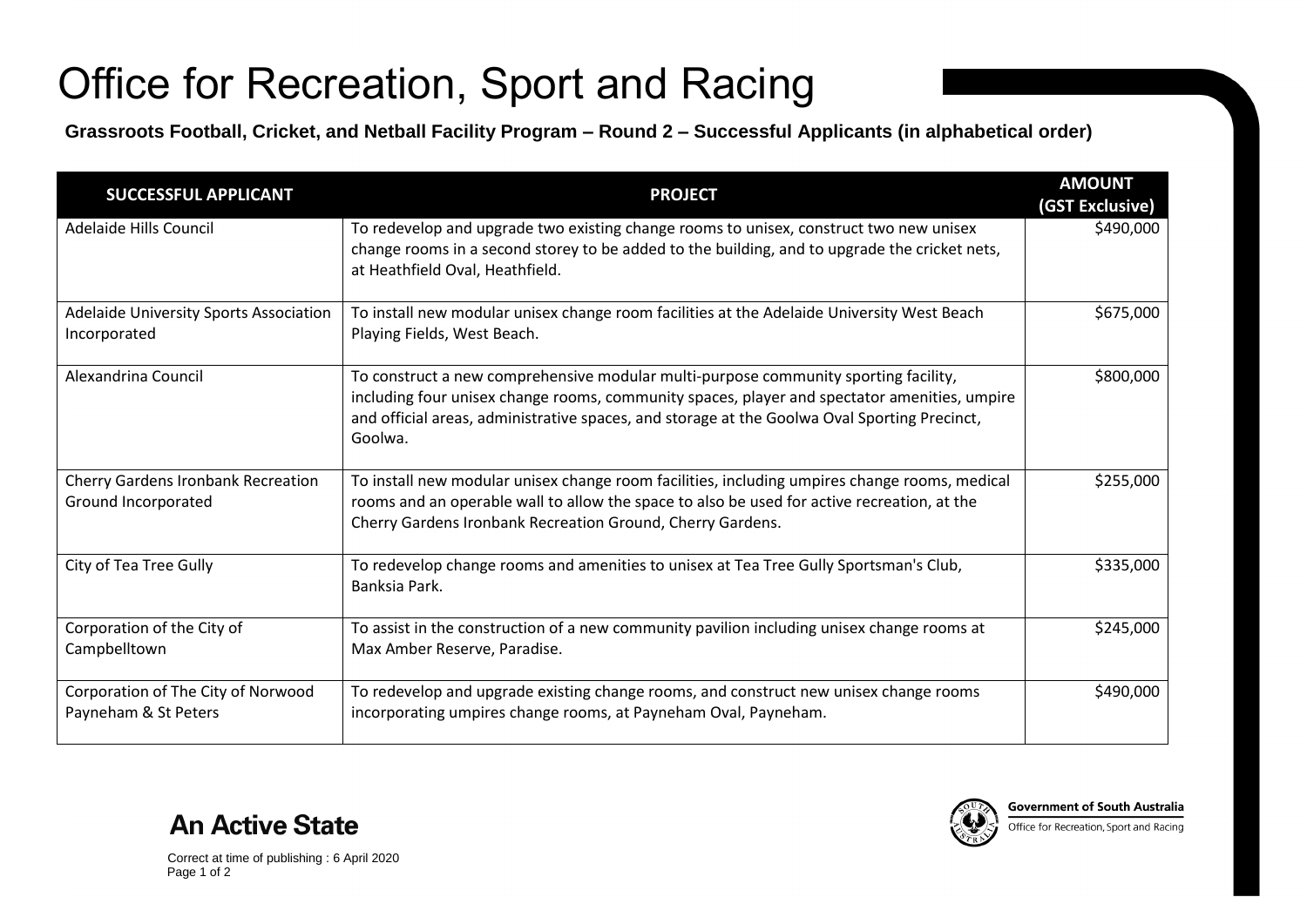# Office for Recreation, Sport and Racing

**Grassroots Football, Cricket, and Netball Facility Program – Round 2 – Successful Applicants (in alphabetical order)**

| SUCCESSFUL APPLICANT | PROJECT | AMOUNT (GST Exclusive) |
|---|---|---|
| Adelaide Hills Council | To redevelop and upgrade two existing change rooms to unisex, construct two new unisex change rooms in a second storey to be added to the building, and to upgrade the cricket nets, at Heathfield Oval, Heathfield. | $490,000 |
| Adelaide University Sports Association Incorporated | To install new modular unisex change room facilities at the Adelaide University West Beach Playing Fields, West Beach. | $675,000 |
| Alexandrina Council | To construct a new comprehensive modular multi-purpose community sporting facility, including four unisex change rooms, community spaces, player and spectator amenities, umpire and official areas, administrative spaces, and storage at the Goolwa Oval Sporting Precinct, Goolwa. | $800,000 |
| Cherry Gardens Ironbank Recreation Ground Incorporated | To install new modular unisex change room facilities, including umpires change rooms, medical rooms and an operable wall to allow the space to also be used for active recreation, at the Cherry Gardens Ironbank Recreation Ground, Cherry Gardens. | $255,000 |
| City of Tea Tree Gully | To redevelop change rooms and amenities to unisex at Tea Tree Gully Sportsman's Club, Banksia Park. | $335,000 |
| Corporation of the City of Campbelltown | To assist in the construction of a new community pavilion including unisex change rooms at Max Amber Reserve, Paradise. | $245,000 |
| Corporation of The City of Norwood Payneham & St Peters | To redevelop and upgrade existing change rooms, and construct new unisex change rooms incorporating umpires change rooms, at Payneham Oval, Payneham. | $490,000 |

An Active State

Government of South Australia
Office for Recreation, Sport and Racing

Correct at time of publishing : 6 April 2020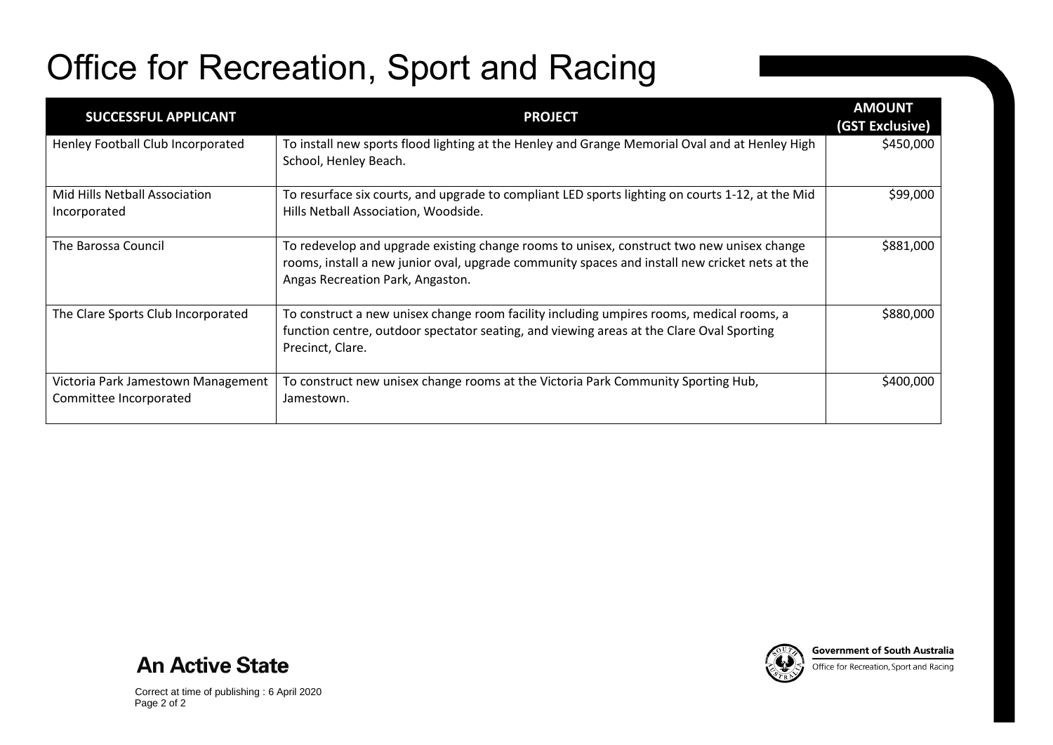# Office for Recreation, Sport and Racing

| SUCCESSFUL APPLICANT | PROJECT | AMOUNT (GST Exclusive) |
|---|---|---|
| Henley Football Club Incorporated | To install new sports flood lighting at the Henley and Grange Memorial Oval and at Henley High School, Henley Beach. | $450,000 |
| Mid Hills Netball Association Incorporated | To resurface six courts, and upgrade to compliant LED sports lighting on courts 1-12, at the Mid Hills Netball Association, Woodside. | $99,000 |
| The Barossa Council | To redevelop and upgrade existing change rooms to unisex, construct two new unisex change rooms, install a new junior oval, upgrade community spaces and install new cricket nets at the Angas Recreation Park, Angaston. | $881,000 |
| The Clare Sports Club Incorporated | To construct a new unisex change room facility including umpires rooms, medical rooms, a function centre, outdoor spectator seating, and viewing areas at the Clare Oval Sporting Precinct, Clare. | $880,000 |
| Victoria Park Jamestown Management Committee Incorporated | To construct new unisex change rooms at the Victoria Park Community Sporting Hub, Jamestown. | $400,000 |

**An Active State**

Correct at time of publishing : 6 April 2020

Government of South Australia
Office for Recreation, Sport and Racing